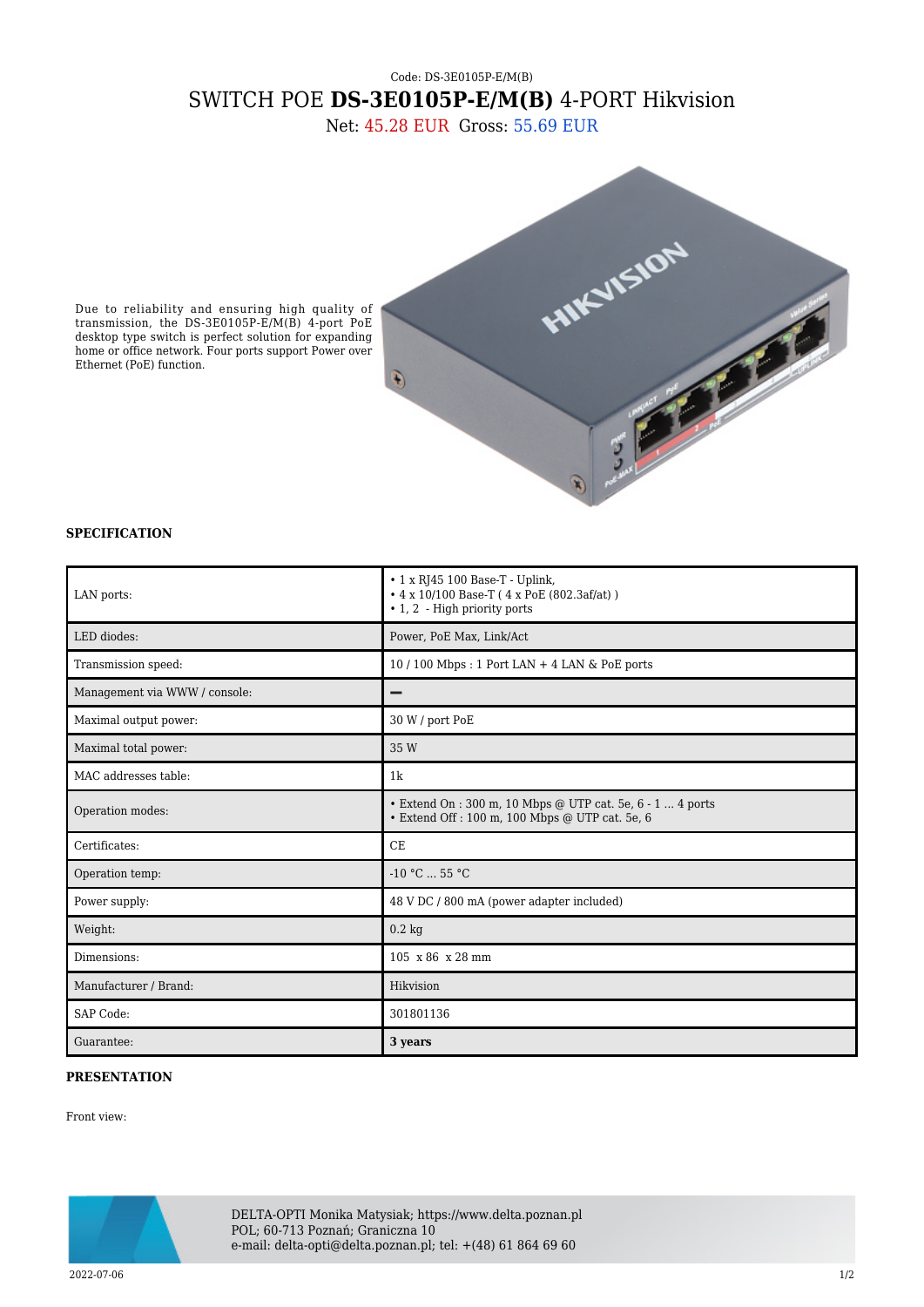Code: DS-3E0105P-E/M(B)

# SWITCH POE **DS-3E0105P-E/M(B)** 4-PORT Hikvision

Net: 45.28 EUR Gross: 55.69 EUR

Due to reliability and ensuring high quality of transmission, the DS-3E0105P-E/M(B) 4-port PoE desktop type switch is perfect solution for expanding home or office network. Four ports support Power over Ethernet (PoE) function.

### SPECIFICATION

| | |
|---|---|
| LAN ports: | • 1 x RJ45 100 Base-T - Uplink,<br>• 4 x 10/100 Base-T ( 4 x PoE (802.3af/at) )<br>• 1, 2 - High priority ports |
| LED diodes: | Power, PoE Max, Link/Act |
| Transmission speed: | 10 / 100 Mbps : 1 Port LAN + 4 LAN & PoE ports |
| Management via WWW / console: | – |
| Maximal output power: | 30 W / port PoE |
| Maximal total power: | 35 W |
| MAC addresses table: | 1k |
| Operation modes: | • Extend On : 300 m, 10 Mbps @ UTP cat. 5e, 6 - 1 ... 4 ports<br>• Extend Off : 100 m, 100 Mbps @ UTP cat. 5e, 6 |
| Certificates: | CE |
| Operation temp: | -10 °C ... 55 °C |
| Power supply: | 48 V DC / 800 mA (power adapter included) |
| Weight: | 0.2 kg |
| Dimensions: | 105 x 86 x 28 mm |
| Manufacturer / Brand: | Hikvision |
| SAP Code: | 301801136 |
| Guarantee: | **3 years** |

### PRESENTATION

Front view:

DELTA-OPTI Monika Matysiak; https://www.delta.poznan.pl
POL; 60-713 Poznań; Graniczna 10
e-mail: delta-opti@delta.poznan.pl; tel: +(48) 61 864 69 60

2022-07-06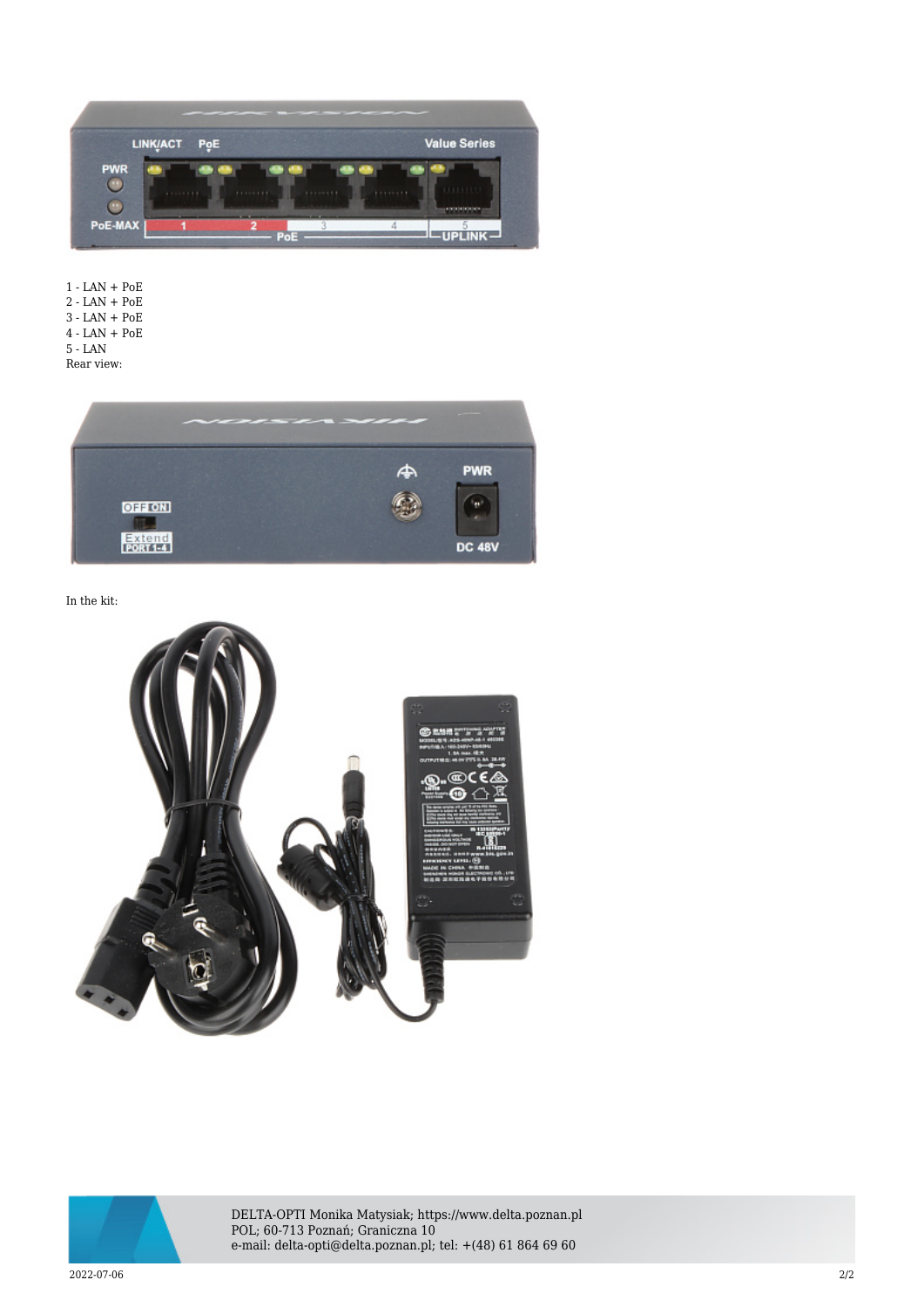1 - LAN + PoE
2 - LAN + PoE
3 - LAN + PoE
4 - LAN + PoE
5 - LAN
Rear view:

In the kit:

DELTA-OPTI Monika Matysiak; https://www.delta.poznan.pl
POL; 60-713 Poznań; Graniczna 10
e-mail: delta-opti@delta.poznan.pl; tel: +(48) 61 864 69 60

2022-07-06